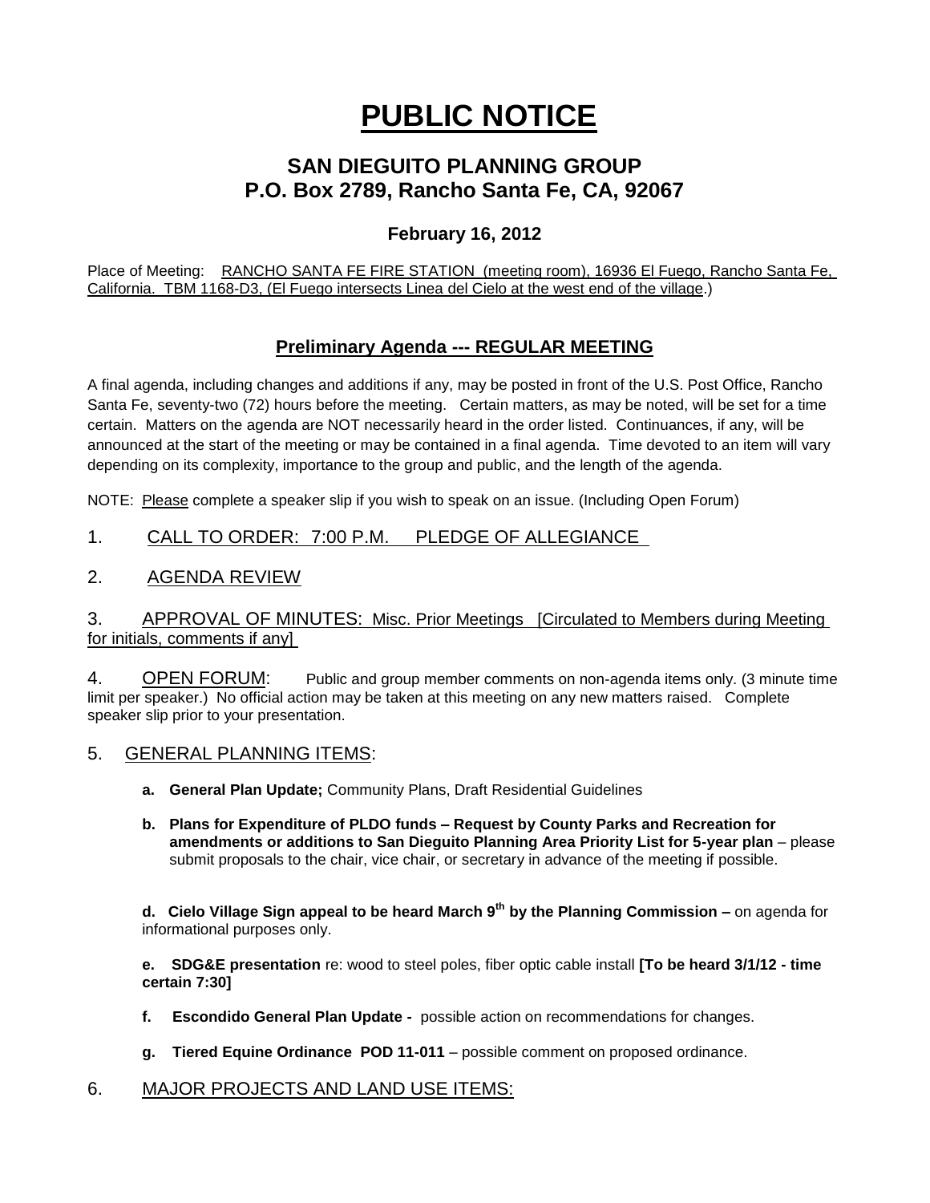# PUBLIC NOTICE

## SAN DIEGUITO PLANNING GROUP
## P.O. Box 2789, Rancho Santa Fe, CA, 92067

### February 16, 2012

Place of Meeting: RANCHO SANTA FE FIRE STATION (meeting room), 16936 El Fuego, Rancho Santa Fe, California. TBM 1168-D3, (El Fuego intersects Linea del Cielo at the west end of the village.)

### Preliminary Agenda --- REGULAR MEETING

A final agenda, including changes and additions if any, may be posted in front of the U.S. Post Office, Rancho Santa Fe, seventy-two (72) hours before the meeting. Certain matters, as may be noted, will be set for a time certain. Matters on the agenda are NOT necessarily heard in the order listed. Continuances, if any, will be announced at the start of the meeting or may be contained in a final agenda. Time devoted to an item will vary depending on its complexity, importance to the group and public, and the length of the agenda.

NOTE: Please complete a speaker slip if you wish to speak on an issue. (Including Open Forum)

1. CALL TO ORDER: 7:00 P.M. PLEDGE OF ALLEGIANCE

2. AGENDA REVIEW

3. APPROVAL OF MINUTES: Misc. Prior Meetings [Circulated to Members during Meeting for initials, comments if any]

4. OPEN FORUM: Public and group member comments on non-agenda items only. (3 minute time limit per speaker.) No official action may be taken at this meeting on any new matters raised. Complete speaker slip prior to your presentation.

5. GENERAL PLANNING ITEMS:

   - **a. General Plan Update;** Community Plans, Draft Residential Guidelines
   - **b. Plans for Expenditure of PLDO funds – Request by County Parks and Recreation for amendments or additions to San Dieguito Planning Area Priority List for 5-year plan** – please submit proposals to the chair, vice chair, or secretary in advance of the meeting if possible.
   - **d. Cielo Village Sign appeal to be heard March 9th by the Planning Commission –** on agenda for informational purposes only.
   - **e. SDG&E presentation** re: wood to steel poles, fiber optic cable install **[To be heard 3/1/12 - time certain 7:30]**
   - **f. Escondido General Plan Update -** possible action on recommendations for changes.
   - **g. Tiered Equine Ordinance POD 11-011** – possible comment on proposed ordinance.

6. MAJOR PROJECTS AND LAND USE ITEMS: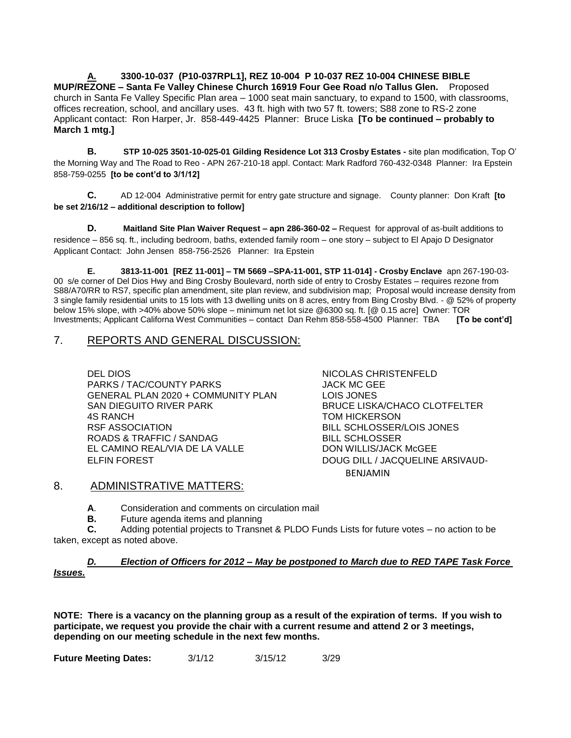**A. 3300-10-037 (P10-037RPL1], REZ 10-004 P 10-037 REZ 10-004 CHINESE BIBLE MUP/REZONE – Santa Fe Valley Chinese Church 16919 Four Gee Road n/o Tallus Glen.** Proposed church in Santa Fe Valley Specific Plan area – 1000 seat main sanctuary, to expand to 1500, with classrooms, offices recreation, school, and ancillary uses. 43 ft. high with two 57 ft. towers; S88 zone to RS-2 zone Applicant contact: Ron Harper, Jr. 858-449-4425 Planner: Bruce Liska **[To be continued – probably to March 1 mtg.]**

**B. STP 10-025 3501-10-025-01 Gilding Residence Lot 313 Crosby Estates -** site plan modification, Top O' the Morning Way and The Road to Reo - APN 267-210-18 appl. Contact: Mark Radford 760-432-0348 Planner: Ira Epstein 858-759-0255 **[to be cont'd to 3/1/12]**

**C.** AD 12-004 Administrative permit for entry gate structure and signage. County planner: Don Kraft **[to be set 2/16/12 – additional description to follow]**

**D. Maitland Site Plan Waiver Request – apn 286-360-02 –** Request for approval of as-built additions to residence – 856 sq. ft., including bedroom, baths, extended family room – one story – subject to El Apajo D Designator Applicant Contact: John Jensen 858-756-2526 Planner: Ira Epstein

**E. 3813-11-001 [REZ 11-001] – TM 5669 –SPA-11-001, STP 11-014] - Crosby Enclave** apn 267-190-03-00 s/e corner of Del Dios Hwy and Bing Crosby Boulevard, north side of entry to Crosby Estates – requires rezone from S88/A70/RR to RS7, specific plan amendment, site plan review, and subdivision map; Proposal would increase density from 3 single family residential units to 15 lots with 13 dwelling units on 8 acres, entry from Bing Crosby Blvd. - @ 52% of property below 15% slope, with >40% above 50% slope – minimum net lot size @6300 sq. ft. [@ 0.15 acre] Owner: TOR Investments; Applicant Californa West Communities – contact Dan Rehm 858-558-4500 Planner: TBA **[To be cont'd]**

## 7. REPORTS AND GENERAL DISCUSSION:

| | |
|---|---|
| DEL DIOS | NICOLAS CHRISTENFELD |
| PARKS / TAC/COUNTY PARKS | JACK MC GEE |
| GENERAL PLAN 2020 + COMMUNITY PLAN | LOIS JONES |
| SAN DIEGUITO RIVER PARK | BRUCE LISKA/CHACO CLOTFELTER |
| 4S RANCH | TOM HICKERSON |
| RSF ASSOCIATION | BILL SCHLOSSER/LOIS JONES |
| ROADS & TRAFFIC / SANDAG | BILL SCHLOSSER |
| EL CAMINO REAL/VIA DE LA VALLE | DON WILLIS/JACK McGEE |
| ELFIN FOREST | DOUG DILL / JACQUELINE ARSIVAUD-BENJAMIN |

## 8. ADMINISTRATIVE MATTERS:

**A**. Consideration and comments on circulation mail

**B.** Future agenda items and planning

**C.** Adding potential projects to Transnet & PLDO Funds Lists for future votes – no action to be taken, except as noted above.

***D. Election of Officers for 2012 – May be postponed to March due to RED TAPE Task Force Issues.***

**NOTE: There is a vacancy on the planning group as a result of the expiration of terms. If you wish to participate, we request you provide the chair with a current resume and attend 2 or 3 meetings, depending on our meeting schedule in the next few months.**

**Future Meeting Dates:** 3/1/12 3/15/12 3/29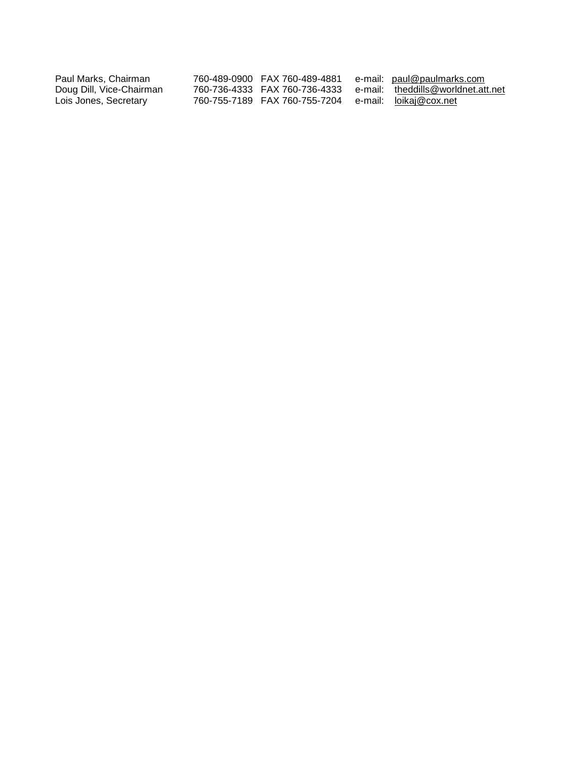| | | | |
|---|---|---|---|
| Paul Marks, Chairman | 760-489-0900 | FAX 760-489-4881 | e-mail: paul@paulmarks.com |
| Doug Dill, Vice-Chairman | 760-736-4333 | FAX 760-736-4333 | e-mail: theddills@worldnet.att.net |
| Lois Jones, Secretary | 760-755-7189 | FAX 760-755-7204 | e-mail: loikaj@cox.net |